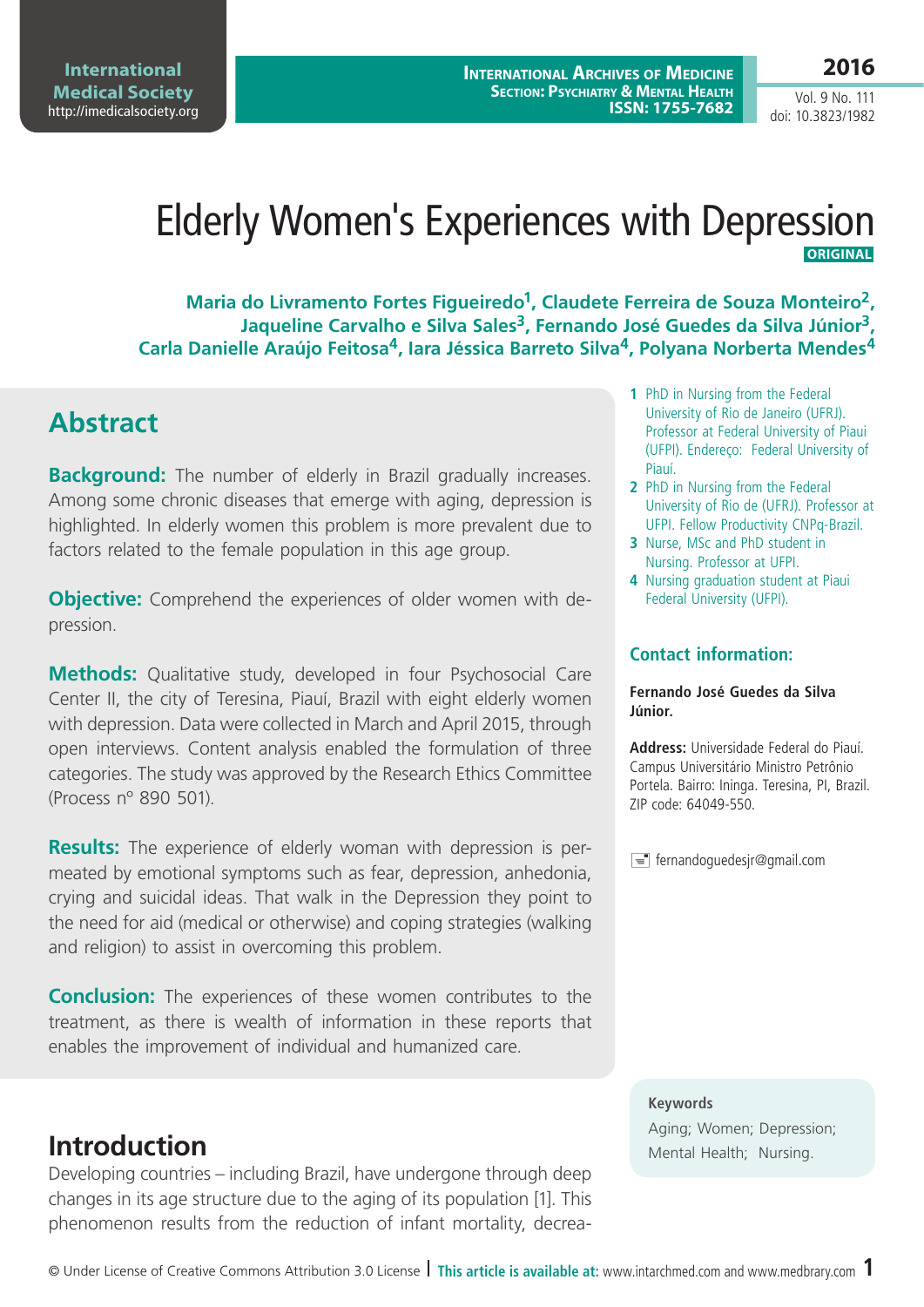# Elderly Women's Experiences with Depression

ORIGINAL

**Maria do Livramento Fortes Figueiredo[1], Claudete Ferreira de Souza Monteiro[2], Jaqueline Carvalho e Silva Sales[3], Fernando José Guedes da Silva Júnior[3], Carla Danielle Araújo Feitosa[4], Iara Jéssica Barreto Silva[4], Polyana Norberta Mendes[4]**

1 PhD in Nursing from the Federal University of Rio de Janeiro (UFRJ). Professor at Federal University of Piaui (UFPI). Endereço: Federal University of Piauí.

2 PhD in Nursing from the Federal University of Rio de (UFRJ). Professor at UFPI. Fellow Productivity CNPq-Brazil.

3 Nurse, MSc and PhD student in Nursing. Professor at UFPI.

4 Nursing graduation student at Piaui Federal University (UFPI).

**Contact information:**

**Fernando José Guedes da Silva Júnior.**

**Address:** Universidade Federal do Piauí. Campus Universitário Ministro Petrônio Portela. Bairro: Ininga. Teresina, PI, Brazil. ZIP code: 64049-550.

fernandoguedesjr@gmail.com

## Abstract

**Background:** The number of elderly in Brazil gradually increases. Among some chronic diseases that emerge with aging, depression is highlighted. In elderly women this problem is more prevalent due to factors related to the female population in this age group.

**Objective:** Comprehend the experiences of older women with depression.

**Methods:** Qualitative study, developed in four Psychosocial Care Center II, the city of Teresina, Piauí, Brazil with eight elderly women with depression. Data were collected in March and April 2015, through open interviews. Content analysis enabled the formulation of three categories. The study was approved by the Research Ethics Committee (Process nº 890 501).

**Results:** The experience of elderly woman with depression is permeated by emotional symptoms such as fear, depression, anhedonia, crying and suicidal ideas. That walk in the Depression they point to the need for aid (medical or otherwise) and coping strategies (walking and religion) to assist in overcoming this problem.

**Conclusion:** The experiences of these women contributes to the treatment, as there is wealth of information in these reports that enables the improvement of individual and humanized care.

**Keywords**

Aging; Women; Depression; Mental Health; Nursing.

## Introduction

Developing countries – including Brazil, have undergone through deep changes in its age structure due to the aging of its population [1]. This phenomenon results from the reduction of infant mortality, decrea-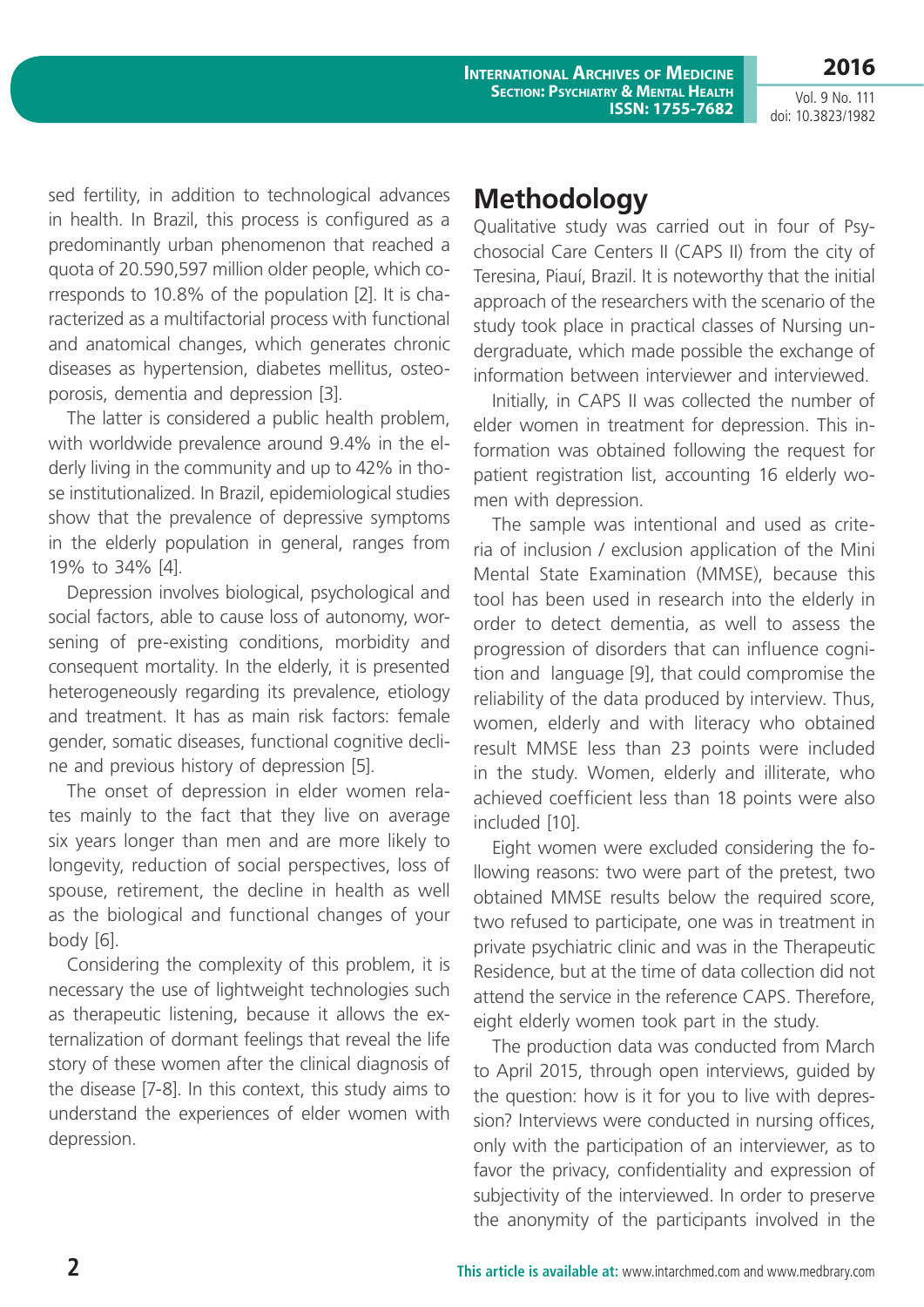sed fertility, in addition to technological advances in health. In Brazil, this process is configured as a predominantly urban phenomenon that reached a quota of 20.590,597 million older people, which corresponds to 10.8% of the population [2]. It is characterized as a multifactorial process with functional and anatomical changes, which generates chronic diseases as hypertension, diabetes mellitus, osteoporosis, dementia and depression [3].

The latter is considered a public health problem, with worldwide prevalence around 9.4% in the elderly living in the community and up to 42% in those institutionalized. In Brazil, epidemiological studies show that the prevalence of depressive symptoms in the elderly population in general, ranges from 19% to 34% [4].

Depression involves biological, psychological and social factors, able to cause loss of autonomy, worsening of pre-existing conditions, morbidity and consequent mortality. In the elderly, it is presented heterogeneously regarding its prevalence, etiology and treatment. It has as main risk factors: female gender, somatic diseases, functional cognitive decline and previous history of depression [5].

The onset of depression in elder women relates mainly to the fact that they live on average six years longer than men and are more likely to longevity, reduction of social perspectives, loss of spouse, retirement, the decline in health as well as the biological and functional changes of your body [6].

Considering the complexity of this problem, it is necessary the use of lightweight technologies such as therapeutic listening, because it allows the externalization of dormant feelings that reveal the life story of these women after the clinical diagnosis of the disease [7-8]. In this context, this study aims to understand the experiences of elder women with depression.

## Methodology

Qualitative study was carried out in four of Psychosocial Care Centers II (CAPS II) from the city of Teresina, Piauí, Brazil. It is noteworthy that the initial approach of the researchers with the scenario of the study took place in practical classes of Nursing undergraduate, which made possible the exchange of information between interviewer and interviewed.

Initially, in CAPS II was collected the number of elder women in treatment for depression. This information was obtained following the request for patient registration list, accounting 16 elderly women with depression.

The sample was intentional and used as criteria of inclusion / exclusion application of the Mini Mental State Examination (MMSE), because this tool has been used in research into the elderly in order to detect dementia, as well to assess the progression of disorders that can influence cognition and language [9], that could compromise the reliability of the data produced by interview. Thus, women, elderly and with literacy who obtained result MMSE less than 23 points were included in the study. Women, elderly and illiterate, who achieved coefficient less than 18 points were also included [10].

Eight women were excluded considering the following reasons: two were part of the pretest, two obtained MMSE results below the required score, two refused to participate, one was in treatment in private psychiatric clinic and was in the Therapeutic Residence, but at the time of data collection did not attend the service in the reference CAPS. Therefore, eight elderly women took part in the study.

The production data was conducted from March to April 2015, through open interviews, guided by the question: how is it for you to live with depression? Interviews were conducted in nursing offices, only with the participation of an interviewer, as to favor the privacy, confidentiality and expression of subjectivity of the interviewed. In order to preserve the anonymity of the participants involved in the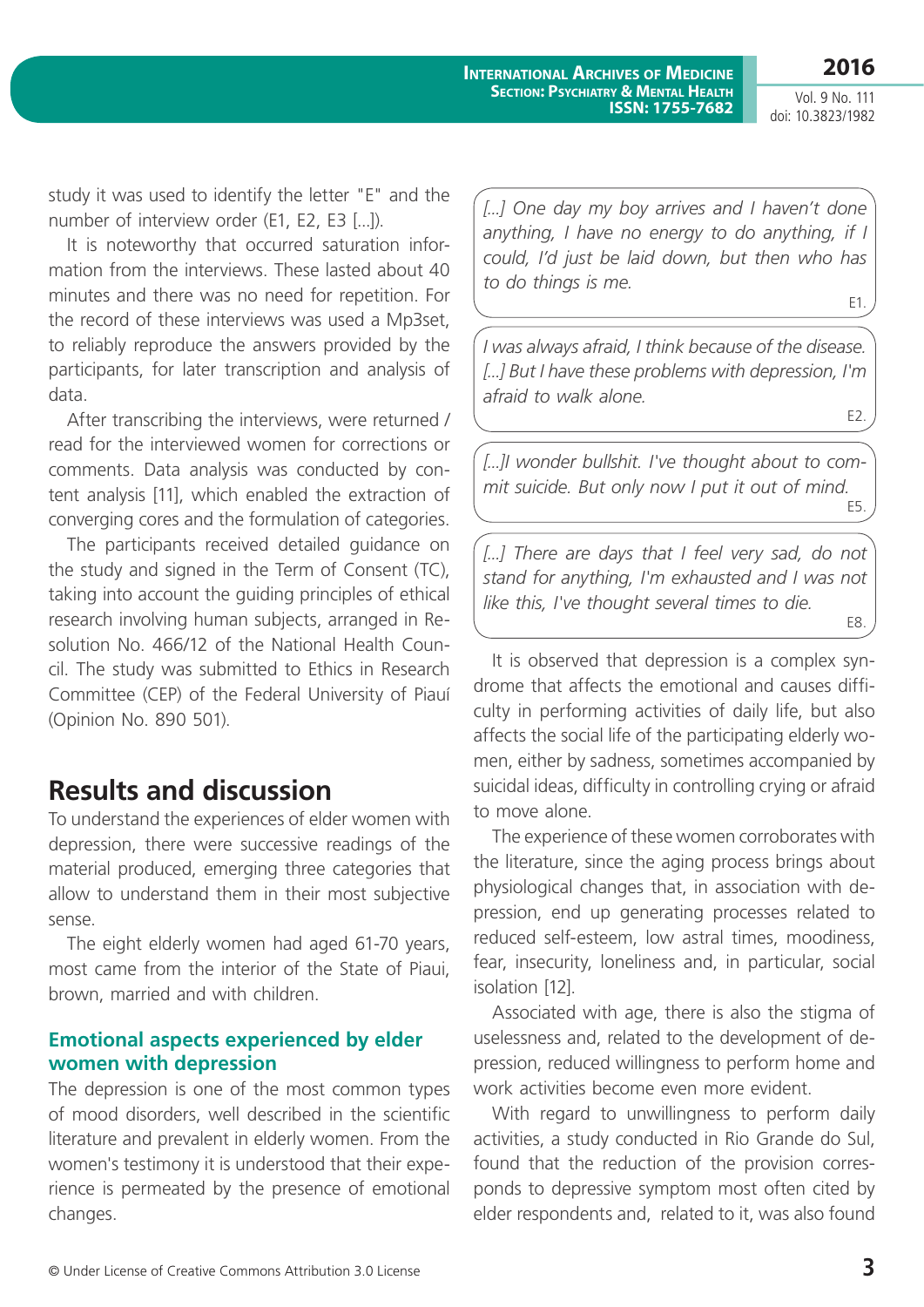study it was used to identify the letter "E" and the number of interview order (E1, E2, E3 [...]).

It is noteworthy that occurred saturation information from the interviews. These lasted about 40 minutes and there was no need for repetition. For the record of these interviews was used a Mp3set, to reliably reproduce the answers provided by the participants, for later transcription and analysis of data.

After transcribing the interviews, were returned / read for the interviewed women for corrections or comments. Data analysis was conducted by content analysis [11], which enabled the extraction of converging cores and the formulation of categories.

The participants received detailed guidance on the study and signed in the Term of Consent (TC), taking into account the guiding principles of ethical research involving human subjects, arranged in Resolution No. 466/12 of the National Health Council. The study was submitted to Ethics in Research Committee (CEP) of the Federal University of Piauí (Opinion No. 890 501).

## Results and discussion

To understand the experiences of elder women with depression, there were successive readings of the material produced, emerging three categories that allow to understand them in their most subjective sense.

The eight elderly women had aged 61-70 years, most came from the interior of the State of Piaui, brown, married and with children.

### Emotional aspects experienced by elder women with depression

The depression is one of the most common types of mood disorders, well described in the scientific literature and prevalent in elderly women. From the women's testimony it is understood that their experience is permeated by the presence of emotional changes.

> *[...] One day my boy arrives and I haven't done anything, I have no energy to do anything, if I could, I'd just be laid down, but then who has to do things is me.*
>
> E1.

> *I was always afraid, I think because of the disease. [...] But I have these problems with depression, I'm afraid to walk alone.*
>
> E2.

> *[...]I wonder bullshit. I've thought about to commit suicide. But only now I put it out of mind.*
>
> E5.

> *[...] There are days that I feel very sad, do not stand for anything, I'm exhausted and I was not like this, I've thought several times to die.*
>
> E8.

It is observed that depression is a complex syndrome that affects the emotional and causes difficulty in performing activities of daily life, but also affects the social life of the participating elderly women, either by sadness, sometimes accompanied by suicidal ideas, difficulty in controlling crying or afraid to move alone.

The experience of these women corroborates with the literature, since the aging process brings about physiological changes that, in association with depression, end up generating processes related to reduced self-esteem, low astral times, moodiness, fear, insecurity, loneliness and, in particular, social isolation [12].

Associated with age, there is also the stigma of uselessness and, related to the development of depression, reduced willingness to perform home and work activities become even more evident.

With regard to unwillingness to perform daily activities, a study conducted in Rio Grande do Sul, found that the reduction of the provision corresponds to depressive symptom most often cited by elder respondents and, related to it, was also found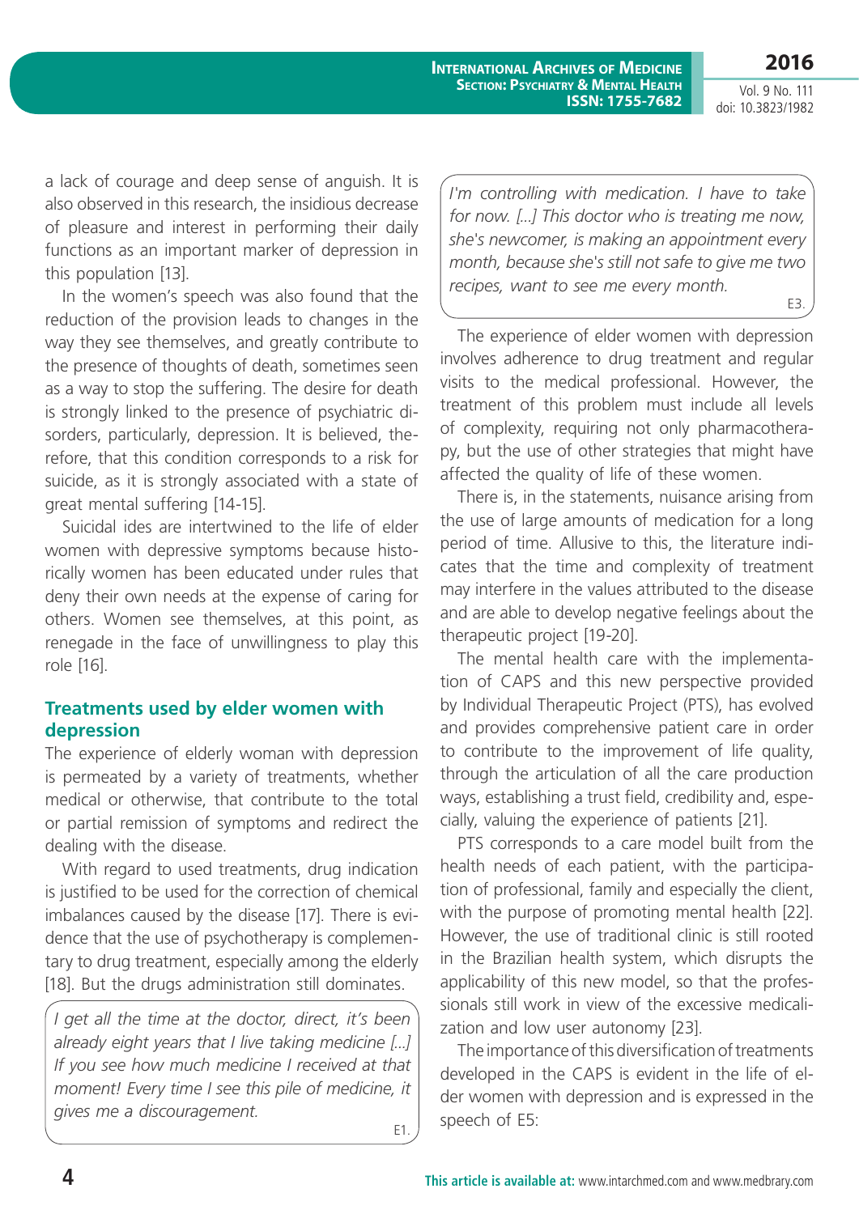a lack of courage and deep sense of anguish. It is also observed in this research, the insidious decrease of pleasure and interest in performing their daily functions as an important marker of depression in this population [13].

In the women's speech was also found that the reduction of the provision leads to changes in the way they see themselves, and greatly contribute to the presence of thoughts of death, sometimes seen as a way to stop the suffering. The desire for death is strongly linked to the presence of psychiatric disorders, particularly, depression. It is believed, therefore, that this condition corresponds to a risk for suicide, as it is strongly associated with a state of great mental suffering [14-15].

Suicidal ides are intertwined to the life of elder women with depressive symptoms because historically women has been educated under rules that deny their own needs at the expense of caring for others. Women see themselves, at this point, as renegade in the face of unwillingness to play this role [16].

## Treatments used by elder women with depression

The experience of elderly woman with depression is permeated by a variety of treatments, whether medical or otherwise, that contribute to the total or partial remission of symptoms and redirect the dealing with the disease.

With regard to used treatments, drug indication is justified to be used for the correction of chemical imbalances caused by the disease [17]. There is evidence that the use of psychotherapy is complementary to drug treatment, especially among the elderly [18]. But the drugs administration still dominates.

> *I get all the time at the doctor, direct, it's been already eight years that I live taking medicine [...] If you see how much medicine I received at that moment! Every time I see this pile of medicine, it gives me a discouragement.*
>
> E1.

> *I'm controlling with medication. I have to take for now. [...] This doctor who is treating me now, she's newcomer, is making an appointment every month, because she's still not safe to give me two recipes, want to see me every month.*
>
> E3.

The experience of elder women with depression involves adherence to drug treatment and regular visits to the medical professional. However, the treatment of this problem must include all levels of complexity, requiring not only pharmacotherapy, but the use of other strategies that might have affected the quality of life of these women.

There is, in the statements, nuisance arising from the use of large amounts of medication for a long period of time. Allusive to this, the literature indicates that the time and complexity of treatment may interfere in the values attributed to the disease and are able to develop negative feelings about the therapeutic project [19-20].

The mental health care with the implementation of CAPS and this new perspective provided by Individual Therapeutic Project (PTS), has evolved and provides comprehensive patient care in order to contribute to the improvement of life quality, through the articulation of all the care production ways, establishing a trust field, credibility and, especially, valuing the experience of patients [21].

PTS corresponds to a care model built from the health needs of each patient, with the participation of professional, family and especially the client, with the purpose of promoting mental health [22]. However, the use of traditional clinic is still rooted in the Brazilian health system, which disrupts the applicability of this new model, so that the professionals still work in view of the excessive medicalization and low user autonomy [23].

The importance of this diversification of treatments developed in the CAPS is evident in the life of elder women with depression and is expressed in the speech of E5: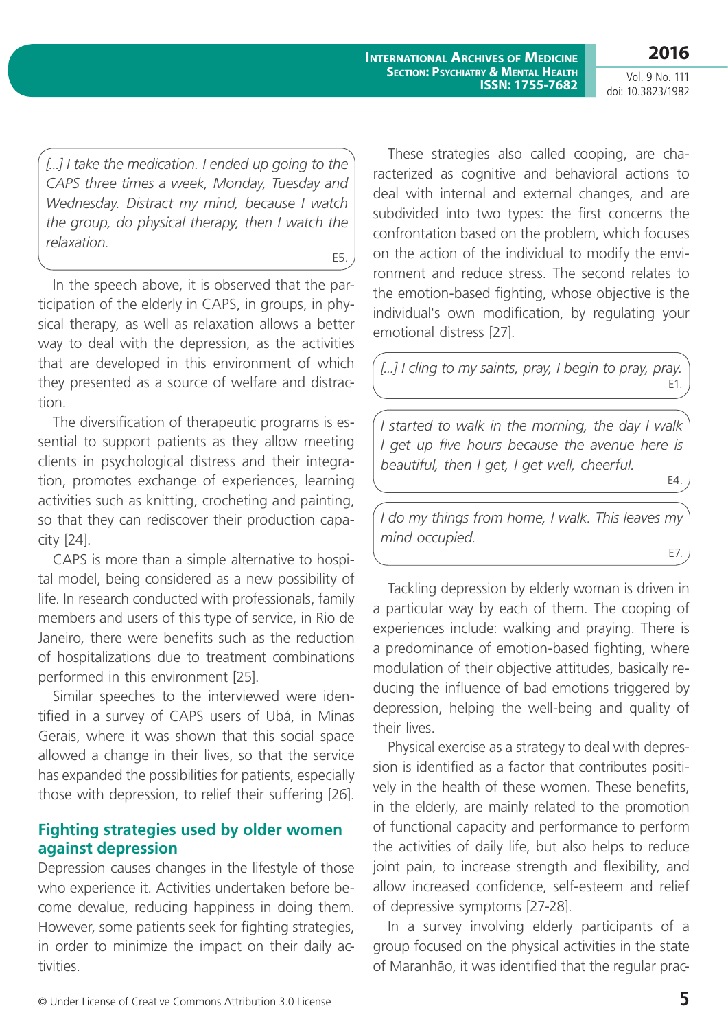> *[...] I take the medication. I ended up going to the CAPS three times a week, Monday, Tuesday and Wednesday. Distract my mind, because I watch the group, do physical therapy, then I watch the relaxation.*
>
> E5.

In the speech above, it is observed that the participation of the elderly in CAPS, in groups, in physical therapy, as well as relaxation allows a better way to deal with the depression, as the activities that are developed in this environment of which they presented as a source of welfare and distraction.

The diversification of therapeutic programs is essential to support patients as they allow meeting clients in psychological distress and their integration, promotes exchange of experiences, learning activities such as knitting, crocheting and painting, so that they can rediscover their production capacity [24].

CAPS is more than a simple alternative to hospital model, being considered as a new possibility of life. In research conducted with professionals, family members and users of this type of service, in Rio de Janeiro, there were benefits such as the reduction of hospitalizations due to treatment combinations performed in this environment [25].

Similar speeches to the interviewed were identified in a survey of CAPS users of Ubá, in Minas Gerais, where it was shown that this social space allowed a change in their lives, so that the service has expanded the possibilities for patients, especially those with depression, to relief their suffering [26].

## Fighting strategies used by older women against depression

Depression causes changes in the lifestyle of those who experience it. Activities undertaken before become devalue, reducing happiness in doing them. However, some patients seek for fighting strategies, in order to minimize the impact on their daily activities.

These strategies also called cooping, are characterized as cognitive and behavioral actions to deal with internal and external changes, and are subdivided into two types: the first concerns the confrontation based on the problem, which focuses on the action of the individual to modify the environment and reduce stress. The second relates to the emotion-based fighting, whose objective is the individual's own modification, by regulating your emotional distress [27].

> *[...] I cling to my saints, pray, I begin to pray, pray.*
>
> E1.

> *I started to walk in the morning, the day I walk I get up five hours because the avenue here is beautiful, then I get, I get well, cheerful.*
>
> E4.

> *I do my things from home, I walk. This leaves my mind occupied.*
>
> E7.

Tackling depression by elderly woman is driven in a particular way by each of them. The cooping of experiences include: walking and praying. There is a predominance of emotion-based fighting, where modulation of their objective attitudes, basically reducing the influence of bad emotions triggered by depression, helping the well-being and quality of their lives.

Physical exercise as a strategy to deal with depression is identified as a factor that contributes positively in the health of these women. These benefits, in the elderly, are mainly related to the promotion of functional capacity and performance to perform the activities of daily life, but also helps to reduce joint pain, to increase strength and flexibility, and allow increased confidence, self-esteem and relief of depressive symptoms [27-28].

In a survey involving elderly participants of a group focused on the physical activities in the state of Maranhão, it was identified that the regular prac-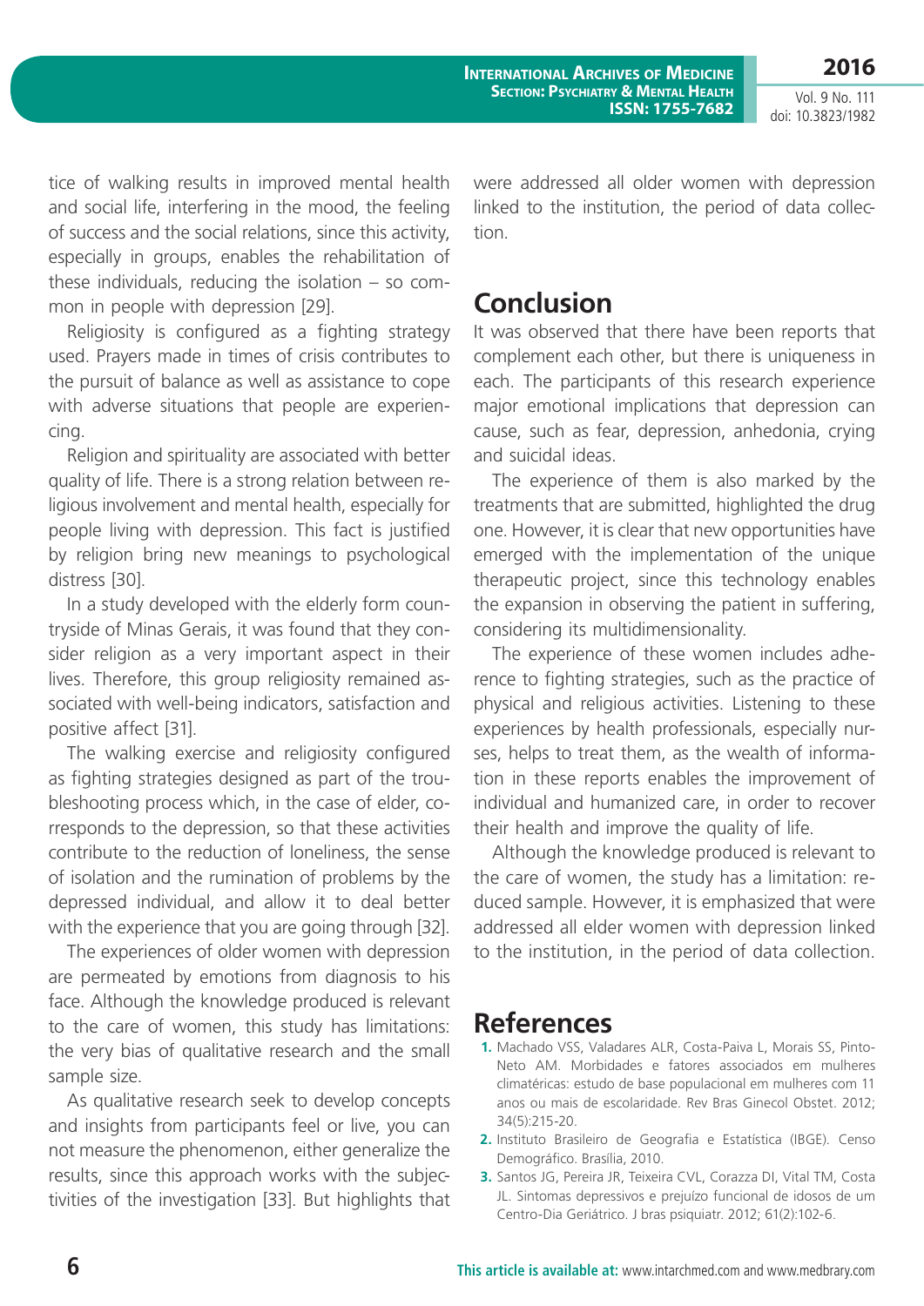tice of walking results in improved mental health and social life, interfering in the mood, the feeling of success and the social relations, since this activity, especially in groups, enables the rehabilitation of these individuals, reducing the isolation – so common in people with depression [29].

Religiosity is configured as a fighting strategy used. Prayers made in times of crisis contributes to the pursuit of balance as well as assistance to cope with adverse situations that people are experiencing.

Religion and spirituality are associated with better quality of life. There is a strong relation between religious involvement and mental health, especially for people living with depression. This fact is justified by religion bring new meanings to psychological distress [30].

In a study developed with the elderly form countryside of Minas Gerais, it was found that they consider religion as a very important aspect in their lives. Therefore, this group religiosity remained associated with well-being indicators, satisfaction and positive affect [31].

The walking exercise and religiosity configured as fighting strategies designed as part of the troubleshooting process which, in the case of elder, corresponds to the depression, so that these activities contribute to the reduction of loneliness, the sense of isolation and the rumination of problems by the depressed individual, and allow it to deal better with the experience that you are going through [32].

The experiences of older women with depression are permeated by emotions from diagnosis to his face. Although the knowledge produced is relevant to the care of women, this study has limitations: the very bias of qualitative research and the small sample size.

As qualitative research seek to develop concepts and insights from participants feel or live, you can not measure the phenomenon, either generalize the results, since this approach works with the subjectivities of the investigation [33]. But highlights that were addressed all older women with depression linked to the institution, the period of data collection.

## Conclusion

It was observed that there have been reports that complement each other, but there is uniqueness in each. The participants of this research experience major emotional implications that depression can cause, such as fear, depression, anhedonia, crying and suicidal ideas.

The experience of them is also marked by the treatments that are submitted, highlighted the drug one. However, it is clear that new opportunities have emerged with the implementation of the unique therapeutic project, since this technology enables the expansion in observing the patient in suffering, considering its multidimensionality.

The experience of these women includes adherence to fighting strategies, such as the practice of physical and religious activities. Listening to these experiences by health professionals, especially nurses, helps to treat them, as the wealth of information in these reports enables the improvement of individual and humanized care, in order to recover their health and improve the quality of life.

Although the knowledge produced is relevant to the care of women, the study has a limitation: reduced sample. However, it is emphasized that were addressed all elder women with depression linked to the institution, in the period of data collection.

## References

1. Machado VSS, Valadares ALR, Costa-Paiva L, Morais SS, Pinto-Neto AM. Morbidades e fatores associados em mulheres climatéricas: estudo de base populacional em mulheres com 11 anos ou mais de escolaridade. Rev Bras Ginecol Obstet. 2012; 34(5):215-20.
2. Instituto Brasileiro de Geografia e Estatística (IBGE). Censo Demográfico. Brasília, 2010.
3. Santos JG, Pereira JR, Teixeira CVL, Corazza DI, Vital TM, Costa JL. Sintomas depressivos e prejuízo funcional de idosos de um Centro-Dia Geriátrico. J bras psiquiatr. 2012; 61(2):102-6.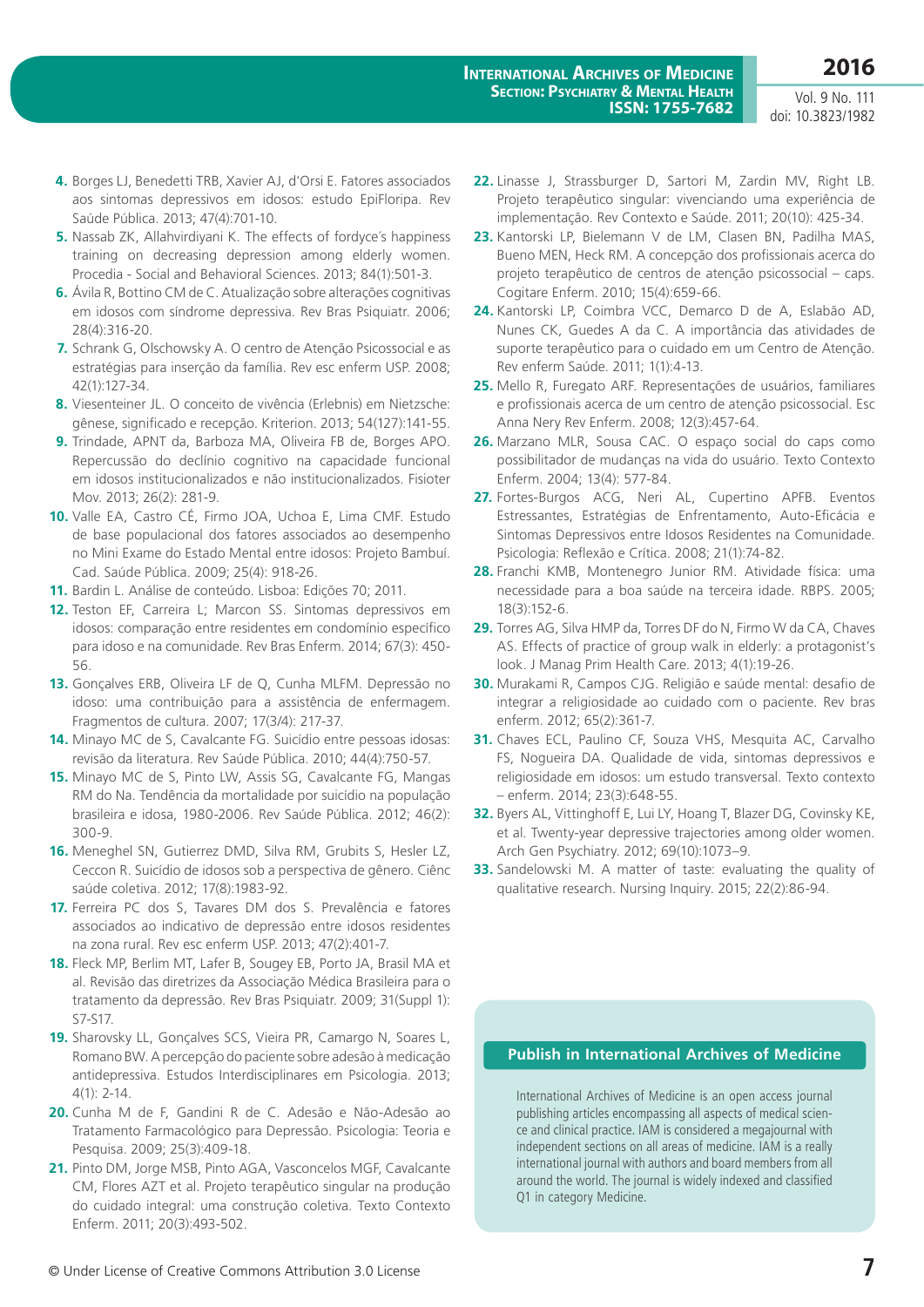4. Borges LJ, Benedetti TRB, Xavier AJ, d'Orsi E. Fatores associados aos sintomas depressivos em idosos: estudo EpiFloripa. Rev Saúde Pública. 2013; 47(4):701-10.
5. Nassab ZK, Allahvirdiyani K. The effects of fordyce´s happiness training on decreasing depression among elderly women. Procedia - Social and Behavioral Sciences. 2013; 84(1):501-3.
6. Ávila R, Bottino CM de C. Atualização sobre alterações cognitivas em idosos com síndrome depressiva. Rev Bras Psiquiatr. 2006; 28(4):316-20.
7. Schrank G, Olschowsky A. O centro de Atenção Psicosocial e as estratégias para inserção da família. Rev esc enferm USP. 2008; 42(1):127-34.
8. Viesenteiner JL. O conceito de vivência (Erlebnis) em Nietzsche: gênese, significado e recepção. Kriterion. 2013; 54(127):141-55.
9. Trindade, APNT da, Barboza MA, Oliveira FB de, Borges APO. Repercussão do declínio cognitivo na capacidade funcional em idosos institucionalizados e não institucionalizados. Fisioter Mov. 2013; 26(2): 281-9.
10. Valle EA, Castro CÉ, Firmo JOA, Uchoa E, Lima CMF. Estudo de base populacional dos fatores associados ao desempenho no Mini Exame do Estado Mental entre idosos: Projeto Bambuí. Cad. Saúde Pública. 2009; 25(4): 918-26.
11. Bardin L. Análise de conteúdo. Lisboa: Edições 70; 2011.
12. Teston EF, Carreira L; Marcon SS. Sintomas depressivos em idosos: comparação entre residentes em condomínio específico para idoso e na comunidade. Rev Bras Enferm. 2014; 67(3): 450-56.
13. Gonçalves ERB, Oliveira LF de Q, Cunha MLFM. Depressão no idoso: uma contribuição para a assistência de enfermagem. Fragmentos de cultura. 2007; 17(3/4): 217-37.
14. Minayo MC de S, Cavalcante FG. Suicídio entre pessoas idosas: revisão da literatura. Rev Saúde Pública. 2010; 44(4):750-57.
15. Minayo MC de S, Pinto LW, Assis SG, Cavalcante FG, Mangas RM do Na. Tendência da mortalidade por suicídio na população brasileira e idosa, 1980-2006. Rev Saúde Pública. 2012; 46(2): 300-9.
16. Meneghel SN, Gutierrez DMD, Silva RM, Grubits S, Hesler LZ, Ceccon R. Suicídio de idosos sob a perspectiva de gênero. Ciênc saúde coletiva. 2012; 17(8):1983-92.
17. Ferreira PC dos S, Tavares DM dos S. Prevalência e fatores associados ao indicativo de depressão entre idosos residentes na zona rural. Rev esc enferm USP. 2013; 47(2):401-7.
18. Fleck MP, Berlim MT, Lafer B, Sougey EB, Porto JA, Brasil MA et al. Revisão das diretrizes da Associação Médica Brasileira para o tratamento da depressão. Rev Bras Psiquiatr. 2009; 31(Suppl 1): S7-S17.
19. Sharovsky LL, Gonçalves SCS, Vieira PR, Camargo N, Soares L, Romano BW. A percepção do paciente sobre adesão à medicação antidepressiva. Estudos Interdisciplinares em Psicologia. 2013; 4(1): 2-14.
20. Cunha M de F, Gandini R de C. Adesão e Não-Adesão ao Tratamento Farmacológico para Depressão. Psicologia: Teoria e Pesquisa. 2009; 25(3):409-18.
21. Pinto DM, Jorge MSB, Pinto AGA, Vasconcelos MGF, Cavalcante CM, Flores AZT et al. Projeto terapêutico singular na produção do cuidado integral: uma construção coletiva. Texto Contexto Enferm. 2011; 20(3):493-502.
22. Linasse J, Strassburger D, Sartori M, Zardin MV, Right LB. Projeto terapêutico singular: vivenciando uma experiência de implementação. Rev Contexto e Saúde. 2011; 20(10): 425-34.
23. Kantorski LP, Bielemann V de LM, Clasen BN, Padilha MAS, Bueno MEN, Heck RM. A concepção dos profissionais acerca do projeto terapêutico de centros de atenção psicossocial – caps. Cogitare Enferm. 2010; 15(4):659-66.
24. Kantorski LP, Coimbra VCC, Demarco D de A, Eslabão AD, Nunes CK, Guedes A da C. A importância das atividades de suporte terapêutico para o cuidado em um Centro de Atenção. Rev enferm Saúde. 2011; 1(1):4-13.
25. Mello R, Furegato ARF. Representações de usuários, familiares e profissionais acerca de um centro de atenção psicossocial. Esc Anna Nery Rev Enferm. 2008; 12(3):457-64.
26. Marzano MLR, Sousa CAC. O espaço social do caps como possibilitador de mudanças na vida do usuário. Texto Contexto Enferm. 2004; 13(4): 577-84.
27. Fortes-Burgos ACG, Neri AL, Cupertino APFB. Eventos Estressantes, Estratégias de Enfrentamento, Auto-Eficácia e Sintomas Depressivos entre Idosos Residentes na Comunidade. Psicologia: Reflexão e Crítica. 2008; 21(1):74-82.
28. Franchi KMB, Montenegro Junior RM. Atividade física: uma necessidade para a boa saúde na terceira idade. RBPS. 2005; 18(3):152-6.
29. Torres AG, Silva HMP da, Torres DF do N, Firmo W da CA, Chaves AS. Effects of practice of group walk in elderly: a protagonist's look. J Manag Prim Health Care. 2013; 4(1):19-26.
30. Murakami R, Campos CJG. Religião e saúde mental: desafio de integrar a religiosidade ao cuidado com o paciente. Rev bras enferm. 2012; 65(2):361-7.
31. Chaves ECL, Paulino CF, Souza VHS, Mesquita AC, Carvalho FS, Nogueira DA. Qualidade de vida, sintomas depressivos e religiosidade em idosos: um estudo transversal. Texto contexto – enferm. 2014; 23(3):648-55.
32. Byers AL, Vittinghoff E, Lui LY, Hoang T, Blazer DG, Covinsky KE, et al. Twenty-year depressive trajectories among older women. Arch Gen Psychiatry. 2012; 69(10):1073–9.
33. Sandelowski M. A matter of taste: evaluating the quality of qualitative research. Nursing Inquiry. 2015; 22(2):86-94.

**Publish in International Archives of Medicine**

International Archives of Medicine is an open access journal publishing articles encompassing all aspects of medical science and clinical practice. IAM is considered a megajournal with independent sections on all areas of medicine. IAM is a really international journal with authors and board members from all around the world. The journal is widely indexed and classified Q1 in category Medicine.